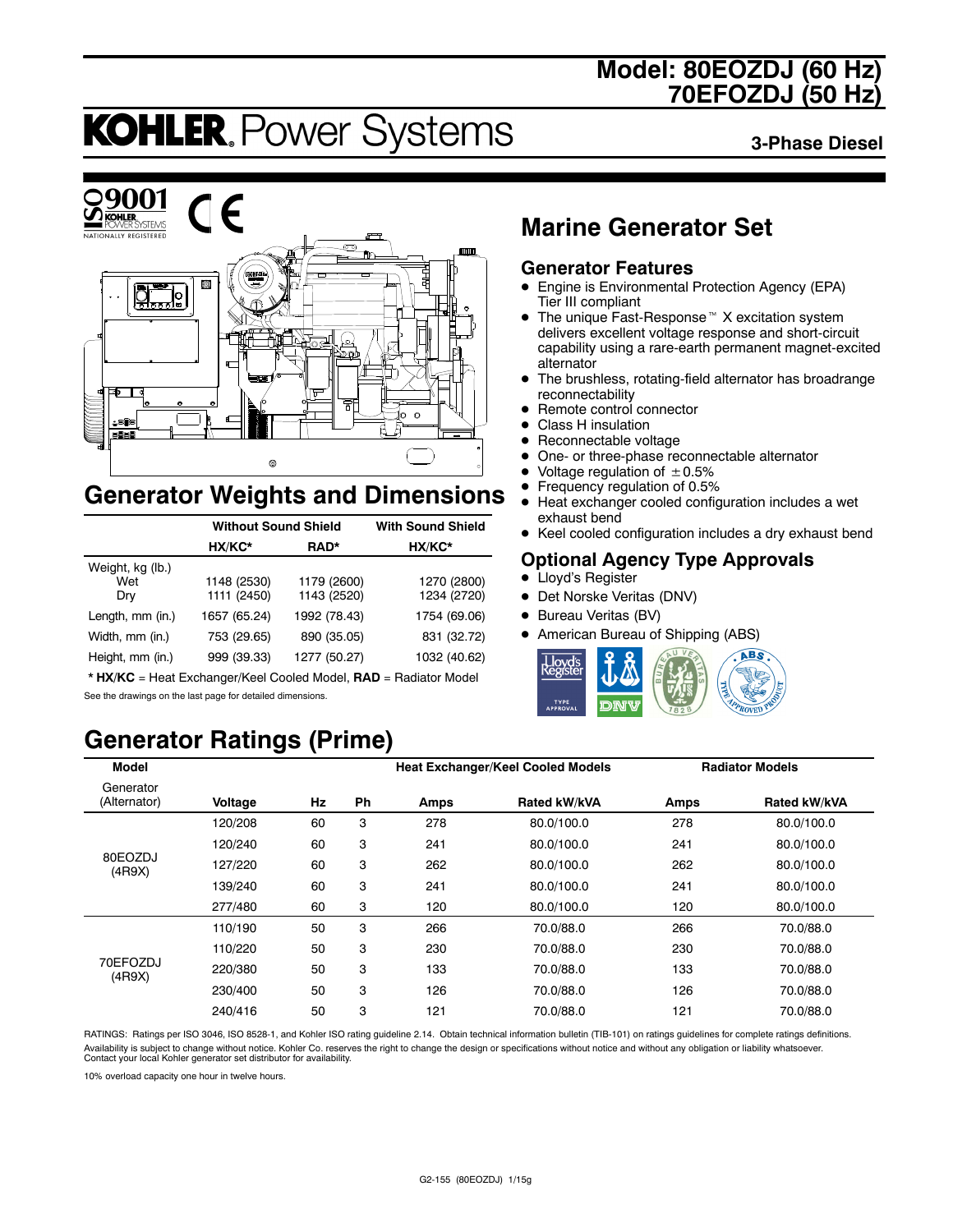# Model: 80EOZDJ (60 Hz) 70EFOZDJ (50 Hz)

# KOHLER. Power Systems

**3-Phase Diesel**

## Marine Generator Set

### Generator Features

- Engine is Environmental Protection Agency (EPA) Tier III compliant
- The unique Fast-Response™ X excitation system delivers excellent voltage response and short-circuit capability using a rare-earth permanent magnet-excited alternator
- The brushless, rotating-field alternator has broadrange reconnectability
- Remote control connector
- Class H insulation
- Reconnectable voltage
- One- or three-phase reconnectable alternator
- Voltage regulation of ±0.5%
- Frequency regulation of 0.5%
- Heat exchanger cooled configuration includes a wet exhaust bend
- Keel cooled configuration includes a dry exhaust bend

### Optional Agency Type Approvals

- Lloyd's Register
- Det Norske Veritas (DNV)
- Bureau Veritas (BV)
- American Bureau of Shipping (ABS)

## Generator Weights and Dimensions

| | Without Sound Shield | | With Sound Shield |
|---|---|---|---|
| | HX/KC* | RAD* | HX/KC* |
| Weight, kg (lb.) | | | |
| Wet | 1148 (2530) | 1179 (2600) | 1270 (2800) |
| Dry | 1111 (2450) | 1143 (2520) | 1234 (2720) |
| Length, mm (in.) | 1657 (65.24) | 1992 (78.43) | 1754 (69.06) |
| Width, mm (in.) | 753 (29.65) | 890 (35.05) | 831 (32.72) |
| Height, mm (in.) | 999 (39.33) | 1277 (50.27) | 1032 (40.62) |

* **HX/KC** = Heat Exchanger/Keel Cooled Model, **RAD** = Radiator Model

See the drawings on the last page for detailed dimensions.

## Generator Ratings (Prime)

| Model | | | | Heat Exchanger/Keel Cooled Models | | Radiator Models | |
|---|---|---|---|---|---|---|---|
| Generator (Alternator) | Voltage | Hz | Ph | Amps | Rated kW/kVA | Amps | Rated kW/kVA |
| 80EOZDJ (4R9X) | 120/208 | 60 | 3 | 278 | 80.0/100.0 | 278 | 80.0/100.0 |
| | 120/240 | 60 | 3 | 241 | 80.0/100.0 | 241 | 80.0/100.0 |
| | 127/220 | 60 | 3 | 262 | 80.0/100.0 | 262 | 80.0/100.0 |
| | 139/240 | 60 | 3 | 241 | 80.0/100.0 | 241 | 80.0/100.0 |
| | 277/480 | 60 | 3 | 120 | 80.0/100.0 | 120 | 80.0/100.0 |
| 70EFOZDJ (4R9X) | 110/190 | 50 | 3 | 266 | 70.0/88.0 | 266 | 70.0/88.0 |
| | 110/220 | 50 | 3 | 230 | 70.0/88.0 | 230 | 70.0/88.0 |
| | 220/380 | 50 | 3 | 133 | 70.0/88.0 | 133 | 70.0/88.0 |
| | 230/400 | 50 | 3 | 126 | 70.0/88.0 | 126 | 70.0/88.0 |
| | 240/416 | 50 | 3 | 121 | 70.0/88.0 | 121 | 70.0/88.0 |

RATINGS: Ratings per ISO 3046, ISO 8528-1, and Kohler ISO rating guideline 2.14. Obtain technical information bulletin (TIB-101) on ratings guidelines for complete ratings definitions. Availability is subject to change without notice. Kohler Co. reserves the right to change the design or specifications without notice and without any obligation or liability whatsoever. Contact your local Kohler generator set distributor for availability.

10% overload capacity one hour in twelve hours.

G2-155 (80EOZDJ) 1/15g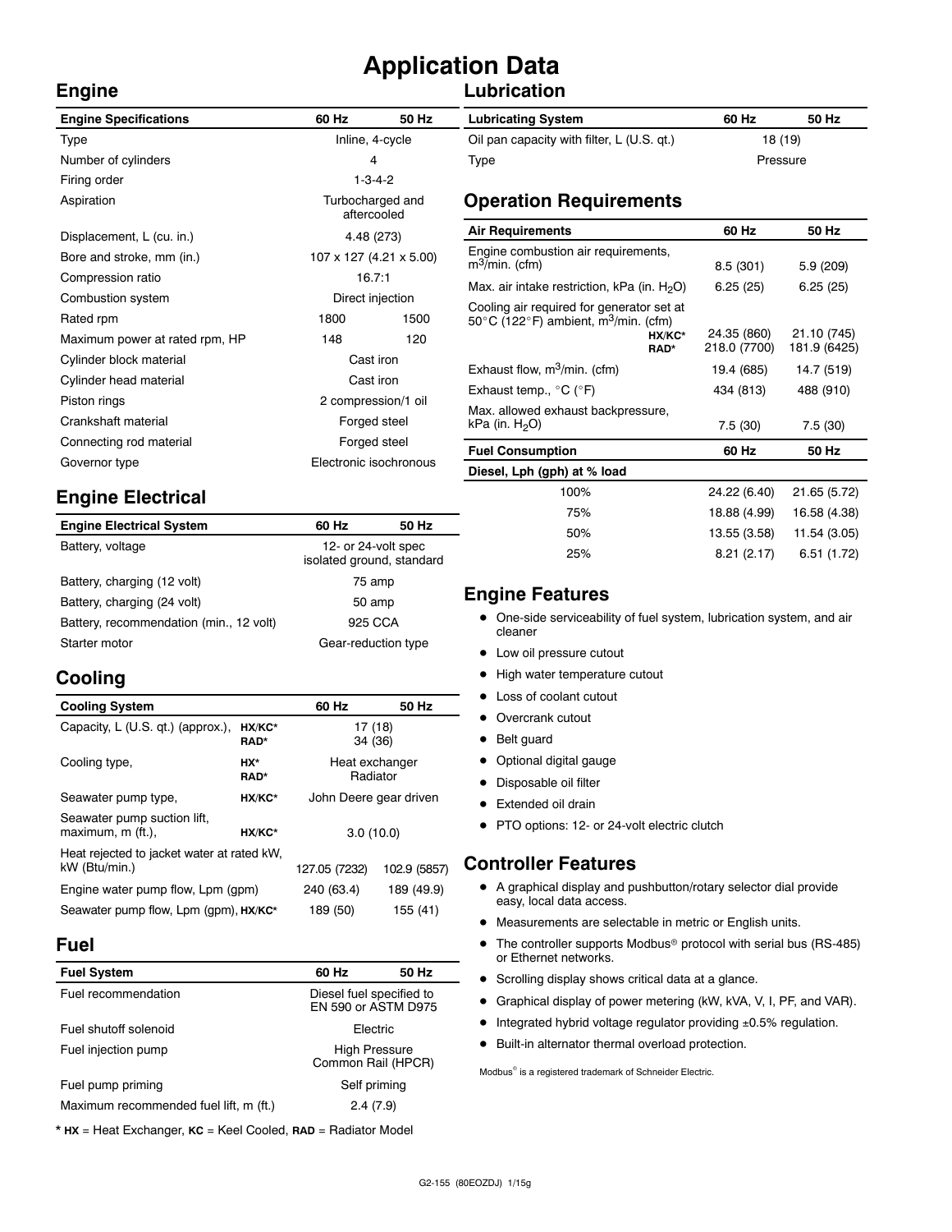# Application Data

## Engine

| Engine Specifications | 60 Hz | 50 Hz |
|---|---|---|
| Type | Inline, 4-cycle | |
| Number of cylinders | 4 | |
| Firing order | 1-3-4-2 | |
| Aspiration | Turbocharged and aftercooled | |
| Displacement, L (cu. in.) | 4.48 (273) | |
| Bore and stroke, mm (in.) | 107 x 127 (4.21 x 5.00) | |
| Compression ratio | 16.7:1 | |
| Combustion system | Direct injection | |
| Rated rpm | 1800 | 1500 |
| Maximum power at rated rpm, HP | 148 | 120 |
| Cylinder block material | Cast iron | |
| Cylinder head material | Cast iron | |
| Piston rings | 2 compression/1 oil | |
| Crankshaft material | Forged steel | |
| Connecting rod material | Forged steel | |
| Governor type | Electronic isochronous | |

## Engine Electrical

| Engine Electrical System | 60 Hz | 50 Hz |
|---|---|---|
| Battery, voltage | 12- or 24-volt spec isolated ground, standard | |
| Battery, charging (12 volt) | 75 amp | |
| Battery, charging (24 volt) | 50 amp | |
| Battery, recommendation (min., 12 volt) | 925 CCA | |
| Starter motor | Gear-reduction type | |

## Cooling

| Cooling System | | 60 Hz | 50 Hz |
|---|---|---|---|
| Capacity, L (U.S. qt.) (approx.), | **HX/KC*** | 17 (18) | |
| | **RAD*** | 34 (36) | |
| Cooling type, | **HX*** | Heat exchanger | |
| | **RAD*** | Radiator | |
| Seawater pump type, | **HX/KC*** | John Deere gear driven | |
| Seawater pump suction lift, maximum, m (ft.), | **HX/KC*** | 3.0 (10.0) | |
| Heat rejected to jacket water at rated kW, kW (Btu/min.) | | 127.05 (7232) | 102.9 (5857) |
| Engine water pump flow, Lpm (gpm) | | 240 (63.4) | 189 (49.9) |
| Seawater pump flow, Lpm (gpm), | **HX/KC*** | 189 (50) | 155 (41) |

## Fuel

| Fuel System | 60 Hz | 50 Hz |
|---|---|---|
| Fuel recommendation | Diesel fuel specified to EN 590 or ASTM D975 | |
| Fuel shutoff solenoid | Electric | |
| Fuel injection pump | High Pressure Common Rail (HPCR) | |
| Fuel pump priming | Self priming | |
| Maximum recommended fuel lift, m (ft.) | 2.4 (7.9) | |

\* **HX** = Heat Exchanger, **KC** = Keel Cooled, **RAD** = Radiator Model

## Lubrication

| Lubricating System | 60 Hz | 50 Hz |
|---|---|---|
| Oil pan capacity with filter, L (U.S. qt.) | 18 (19) | |
| Type | Pressure | |

## Operation Requirements

| Air Requirements | | 60 Hz | 50 Hz |
|---|---|---|---|
| Engine combustion air requirements, $m^3$/min. (cfm) | | 8.5 (301) | 5.9 (209) |
| Max. air intake restriction, kPa (in. $H_2O$) | | 6.25 (25) | 6.25 (25) |
| Cooling air required for generator set at 50°C (122°F) ambient, $m^3$/min. (cfm) | **HX/KC*** | 24.35 (860) | 21.10 (745) |
| | **RAD*** | 218.0 (7700) | 181.9 (6425) |
| Exhaust flow, $m^3$/min. (cfm) | | 19.4 (685) | 14.7 (519) |
| Exhaust temp., °C (°F) | | 434 (813) | 488 (910) |
| Max. allowed exhaust backpressure, kPa (in. $H_2O$) | | 7.5 (30) | 7.5 (30) |

| Fuel Consumption | 60 Hz | 50 Hz |
|---|---|---|
| **Diesel, Lph (gph) at % load** | | |
| 100% | 24.22 (6.40) | 21.65 (5.72) |
| 75% | 18.88 (4.99) | 16.58 (4.38) |
| 50% | 13.55 (3.58) | 11.54 (3.05) |
| 25% | 8.21 (2.17) | 6.51 (1.72) |

## Engine Features

- One-side serviceability of fuel system, lubrication system, and air cleaner
- Low oil pressure cutout
- High water temperature cutout
- Loss of coolant cutout
- Overcrank cutout
- Belt guard
- Optional digital gauge
- Disposable oil filter
- Extended oil drain
- PTO options: 12- or 24-volt electric clutch

## Controller Features

- A graphical display and pushbutton/rotary selector dial provide easy, local data access.
- Measurements are selectable in metric or English units.
- The controller supports Modbus® protocol with serial bus (RS-485) or Ethernet networks.
- Scrolling display shows critical data at a glance.
- Graphical display of power metering (kW, kVA, V, I, PF, and VAR).
- Integrated hybrid voltage regulator providing ±0.5% regulation.
- Built-in alternator thermal overload protection.

Modbus® is a registered trademark of Schneider Electric.

G2-155 (80EOZDJ) 1/15g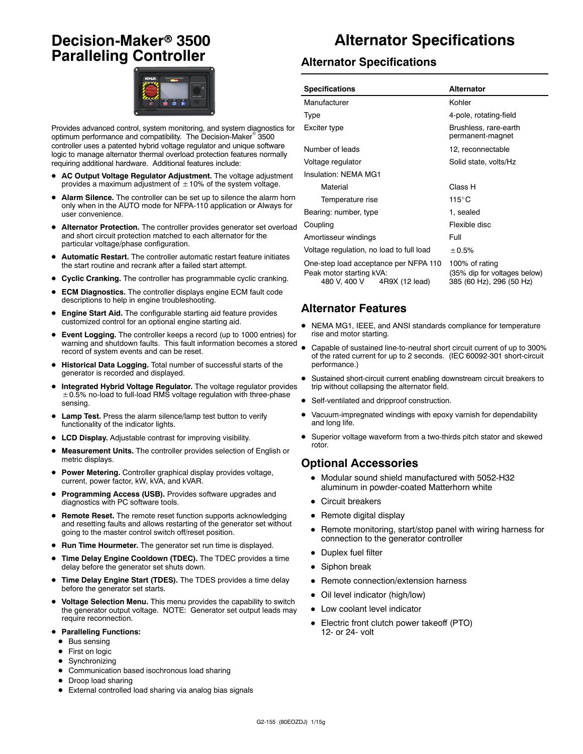# Decision-Maker® 3500 Paralleling Controller

Provides advanced control, system monitoring, and system diagnostics for optimum performance and compatibility. The Decision-Maker® 3500 controller uses a patented hybrid voltage regulator and unique software logic to manage alternator thermal overload protection features normally requiring additional hardware. Additional features include:

- **AC Output Voltage Regulator Adjustment.** The voltage adjustment provides a maximum adjustment of ±10% of the system voltage.
- **Alarm Silence.** The controller can be set up to silence the alarm horn only when in the AUTO mode for NFPA-110 application or Always for user convenience.
- **Alternator Protection.** The controller provides generator set overload and short circuit protection matched to each alternator for the particular voltage/phase configuration.
- **Automatic Restart.** The controller automatic restart feature initiates the start routine and recrank after a failed start attempt.
- **Cyclic Cranking.** The controller has programmable cyclic cranking.
- **ECM Diagnostics.** The controller displays engine ECM fault code descriptions to help in engine troubleshooting.
- **Engine Start Aid.** The configurable starting aid feature provides customized control for an optional engine starting aid.
- **Event Logging.** The controller keeps a record (up to 1000 entries) for warning and shutdown faults. This fault information becomes a stored record of system events and can be reset.
- **Historical Data Logging.** Total number of successful starts of the generator is recorded and displayed.
- **Integrated Hybrid Voltage Regulator.** The voltage regulator provides ±0.5% no-load to full-load RMS voltage regulation with three-phase sensing.
- **Lamp Test.** Press the alarm silence/lamp test button to verify functionality of the indicator lights.
- **LCD Display.** Adjustable contrast for improving visibility.
- **Measurement Units.** The controller provides selection of English or metric displays.
- **Power Metering.** Controller graphical display provides voltage, current, power factor, kW, kVA, and kVAR.
- **Programming Access (USB).** Provides software upgrades and diagnostics with PC software tools.
- **Remote Reset.** The remote reset function supports acknowledging and resetting faults and allows restarting of the generator set without going to the master control switch off/reset position.
- **Run Time Hourmeter.** The generator set run time is displayed.
- **Time Delay Engine Cooldown (TDEC).** The TDEC provides a time delay before the generator set shuts down.
- **Time Delay Engine Start (TDES).** The TDES provides a time delay before the generator set starts.
- **Voltage Selection Menu.** This menu provides the capability to switch the generator output voltage. NOTE: Generator set output leads may require reconnection.
- **Paralleling Functions:**
  - Bus sensing
  - First on logic
  - Synchronizing
  - Communication based isochronous load sharing
  - Droop load sharing
  - External controlled load sharing via analog bias signals

# Alternator Specifications

## Alternator Specifications

| Specifications | Alternator |
|---|---|
| Manufacturer | Kohler |
| Type | 4-pole, rotating-field |
| Exciter type | Brushless, rare-earth permanent-magnet |
| Number of leads | 12, reconnectable |
| Voltage regulator | Solid state, volts/Hz |
| Insulation: NEMA MG1 | |
| Material | Class H |
| Temperature rise | 115°C |
| Bearing: number, type | 1, sealed |
| Coupling | Flexible disc |
| Amortisseur windings | Full |
| Voltage regulation, no load to full load | ±0.5% |
| One-step load acceptance per NFPA 110 | 100% of rating |
| Peak motor starting kVA: | (35% dip for voltages below) |
| 480 V, 400 V 4R9X (12 lead) | 385 (60 Hz), 296 (50 Hz) |

## Alternator Features

- NEMA MG1, IEEE, and ANSI standards compliance for temperature rise and motor starting.
- Capable of sustained line-to-neutral short circuit current of up to 300% of the rated current for up to 2 seconds. (IEC 60092-301 short-circuit performance.)
- Sustained short-circuit current enabling downstream circuit breakers to trip without collapsing the alternator field.
- Self-ventilated and dripproof construction.
- Vacuum-impregnated windings with epoxy varnish for dependability and long life.
- Superior voltage waveform from a two-thirds pitch stator and skewed rotor.

## Optional Accessories

- Modular sound shield manufactured with 5052-H32 aluminum in powder-coated Matterhorn white
- Circuit breakers
- Remote digital display
- Remote monitoring, start/stop panel with wiring harness for connection to the generator controller
- Duplex fuel filter
- Siphon break
- Remote connection/extension harness
- Oil level indicator (high/low)
- Low coolant level indicator
- Electric front clutch power takeoff (PTO) 12- or 24- volt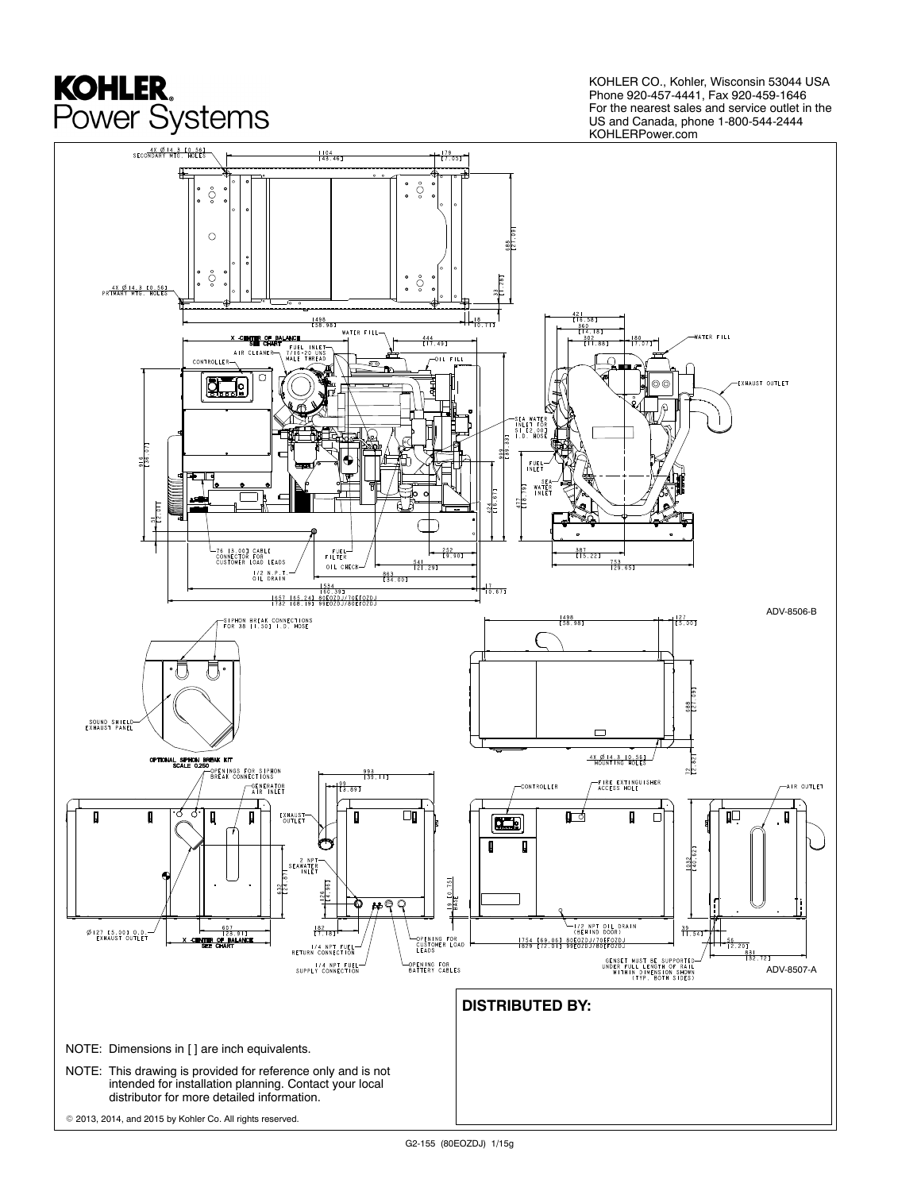**KOHLER.**
Power Systems

KOHLER CO., Kohler, Wisconsin 53044 USA
Phone 920-457-4441, Fax 920-459-1646
For the nearest sales and service outlet in the US and Canada, phone 1-800-544-2444
KOHLERPower.com

4X Ø14.3 [0.56] SECONDARY MTG. HOLES

1104 [43.46]

179 [7.05]

688 [27.09]

33 [1.28]

4X Ø14.3 [0.56] PRIMARY MTG. HOLES

1498 [58.98]

18 [0.71]

X -CENTER OF BALANCE SEE CHART

WATER FILL

AIR CLEANER

FUEL INLET 7/16-20 UNS MALE THREAD

444 [17.49]

OIL FILL

CONTROLLER

SEA WATER INLET FOR 51 [2.00] I.D. HOSE

916 [36.07]

750 [29.53]

424 [16.67]

FUEL INLET

SEA WATER INLET

477 [18.79]

51 [2.01]

76 [3.00] CABLE CONNECTOR FOR CUSTOMER LOAD LEADS

1/2 N.P.T. OIL DRAIN

FUEL FILTER

OIL CHECK

252 [9.90]

541 [21.29]

863 [34.00]

1534 [60.39]

1657 [65.24] 80EOZDJ/70EFOZDJ

1732 [68.19] 99EOZDJ/80EFOZDJ

17 [0.67]

421 [16.58]

360 [14.18]

302 [11.88]

180 [7.07]

WATER FILL

EXHAUST OUTLET

387 [15.22]

753 [29.65]

ADV-8506-B

SIPHON BREAK CONNECTIONS FOR 38 [1.50] I.D. HOSE

SOUND SHIELD EXHAUST PANEL

OPTIONAL SIPHON BREAK KIT SCALE 0.250

1498 [58.98]

127 [5.00]

688 [27.09]

4X Ø14.3 [0.56] MOUNTING HOLES

72 [2.82]

OPENINGS FOR SIPHON BREAK CONNECTIONS

GENERATOR AIR INLET

993 [39.11]

99 [3.89]

EXHAUST OUTLET

2 NPT SEAWATER INLET

632 [24.87]

126 [4.96]

19 [0.75] BASE

Ø127 [5.00] O.D. EXHAUST OUTLET

607 [23.91]

X -CENTER OF BALANCE SEE CHART

182 [7.18]

1/4 NPT FUEL RETURN CONNECTION

1/4 NPT FUEL SUPPLY CONNECTION

OPENING FOR CUSTOMER LOAD LEADS

OPENING FOR BATTERY CABLES

CONTROLLER

FIRE EXTINGUISHER ACCESS HOLE

1032 [40.62]

1/2 NPT OIL DRAIN (BEHIND DOOR)

1754 [69.06] 80EOZDJ/70EFOZDJ

1829 [72.01] 99EOZDJ/80EFOZDJ

AIR OUTLET

39 [1.54]

56 [2.20]

831 [32.72]

GENSET MUST BE SUPPORTED UNDER FULL LENGTH OF RAIL WITHIN DIMENSION SHOWN (TYP. BOTH SIDES)

ADV-8507-A

NOTE: Dimensions in [ ] are inch equivalents.

NOTE: This drawing is provided for reference only and is not intended for installation planning. Contact your local distributor for more detailed information.

© 2013, 2014, and 2015 by Kohler Co. All rights reserved.

**DISTRIBUTED BY:**

G2-155 (80EOZDJ) 1/15g